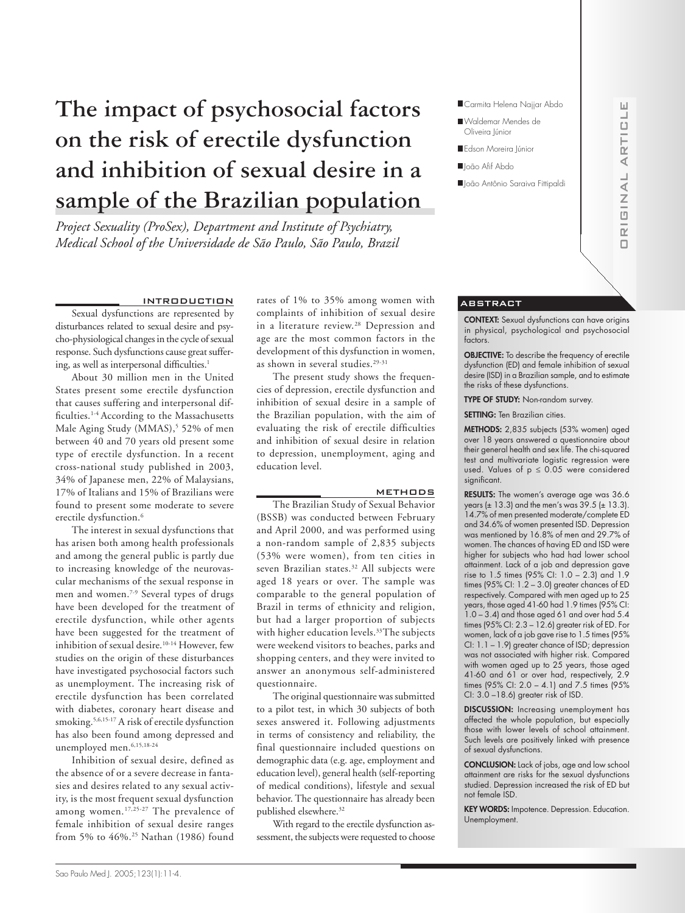# The impact of psychosocial factors on the risk of erectile dysfunction and inhibition of sexual desire in a sample of the Brazilian population

*Project Sexuality (ProSex), Department and Institute of Psychiatry, Medical School of the Universidade de São Paulo, São Paulo, Brazil*

- Carmita Helena Najjar Abdo
- Waldemar Mendes de Oliveira Júnior
- Edson Moreira Júnior
- João Afif Abdo
- João Antônio Saraiva Fittipaldi

ORIGINAL ARTICLE

## ABSTRACT

**CONTEXT:** Sexual dysfunctions can have origins in physical, psychological and psychosocial factors.

**OBJECTIVE:** To describe the frequency of erectile dysfunction (ED) and female inhibition of sexual desire (ISD) in a Brazilian sample, and to estimate the risks of these dysfunctions.

**TYPE OF STUDY:** Non-random survey.

**SETTING:** Ten Brazilian cities.

**METHODS:** 2,835 subjects (53% women) aged over 18 years answered a questionnaire about their general health and sex life. The chi-squared test and multivariate logistic regression were used. Values of $p \leq 0.05$ were considered significant.

**RESULTS:** The women's average age was 36.6 years (± 13.3) and the men's was 39.5 (± 13.3). 14.7% of men presented moderate/complete ED and 34.6% of women presented ISD. Depression was mentioned by 16.8% of men and 29.7% of women. The chances of having ED and ISD were higher for subjects who had had lower school attainment. Lack of a job and depression gave rise to 1.5 times (95% CI: 1.0 – 2.3) and 1.9 times (95% CI: 1.2 – 3.0) greater chances of ED respectively. Compared with men aged up to 25 years, those aged 41-60 had 1.9 times (95% CI: 1.0 – 3.4) and those aged 61 and over had 5.4 times (95% CI: 2.3 – 12.6) greater risk of ED. For women, lack of a job gave rise to 1.5 times (95% CI: 1.1 – 1.9) greater chance of ISD; depression was not associated with higher risk. Compared with women aged up to 25 years, those aged 41-60 and 61 or over had, respectively, 2.9 times (95% CI: 2.0 – 4.1) and 7.5 times (95% CI: 3.0 –18.6) greater risk of ISD.

**DISCUSSION:** Increasing unemployment has affected the whole population, but especially those with lower levels of school attainment. Such levels are positively linked with presence of sexual dysfunctions.

**CONCLUSION:** Lack of jobs, age and low school attainment are risks for the sexual dysfunctions studied. Depression increased the risk of ED but not female ISD.

**KEY WORDS:** Impotence. Depression. Education. Unemployment.

## INTRODUCTION

Sexual dysfunctions are represented by disturbances related to sexual desire and psycho-physiological changes in the cycle of sexual response. Such dysfunctions cause great suffering, as well as interpersonal difficulties.[1]

About 30 million men in the United States present some erectile dysfunction that causes suffering and interpersonal difficulties.[1-4] According to the Massachusetts Male Aging Study (MMAS),[5] 52% of men between 40 and 70 years old present some type of erectile dysfunction. In a recent cross-national study published in 2003, 34% of Japanese men, 22% of Malaysians, 17% of Italians and 15% of Brazilians were found to present some moderate to severe erectile dysfunction.[6]

The interest in sexual dysfunctions that has arisen both among health professionals and among the general public is partly due to increasing knowledge of the neurovascular mechanisms of the sexual response in men and women.[7-9] Several types of drugs have been developed for the treatment of erectile dysfunction, while other agents have been suggested for the treatment of inhibition of sexual desire.[10-14] However, few studies on the origin of these disturbances have investigated psychosocial factors such as unemployment. The increasing risk of erectile dysfunction has been correlated with diabetes, coronary heart disease and smoking.[5,6,15-17] A risk of erectile dysfunction has also been found among depressed and unemployed men.[6,15,18-24]

Inhibition of sexual desire, defined as the absence of or a severe decrease in fantasies and desires related to any sexual activity, is the most frequent sexual dysfunction among women.[17,25-27] The prevalence of female inhibition of sexual desire ranges from 5% to 46%.[25] Nathan (1986) found rates of 1% to 35% among women with complaints of inhibition of sexual desire in a literature review.[28] Depression and age are the most common factors in the development of this dysfunction in women, as shown in several studies.[29-31]

The present study shows the frequencies of depression, erectile dysfunction and inhibition of sexual desire in a sample of the Brazilian population, with the aim of evaluating the risk of erectile difficulties and inhibition of sexual desire in relation to depression, unemployment, aging and education level.

## METHODS

The Brazilian Study of Sexual Behavior (BSSB) was conducted between February and April 2000, and was performed using a non-random sample of 2,835 subjects (53% were women), from ten cities in seven Brazilian states.[32] All subjects were aged 18 years or over. The sample was comparable to the general population of Brazil in terms of ethnicity and religion, but had a larger proportion of subjects with higher education levels.[33] The subjects were weekend visitors to beaches, parks and shopping centers, and they were invited to answer an anonymous self-administered questionnaire.

The original questionnaire was submitted to a pilot test, in which 30 subjects of both sexes answered it. Following adjustments in terms of consistency and reliability, the final questionnaire included questions on demographic data (e.g. age, employment and education level), general health (self-reporting of medical conditions), lifestyle and sexual behavior. The questionnaire has already been published elsewhere.[32]

With regard to the erectile dysfunction assessment, the subjects were requested to choose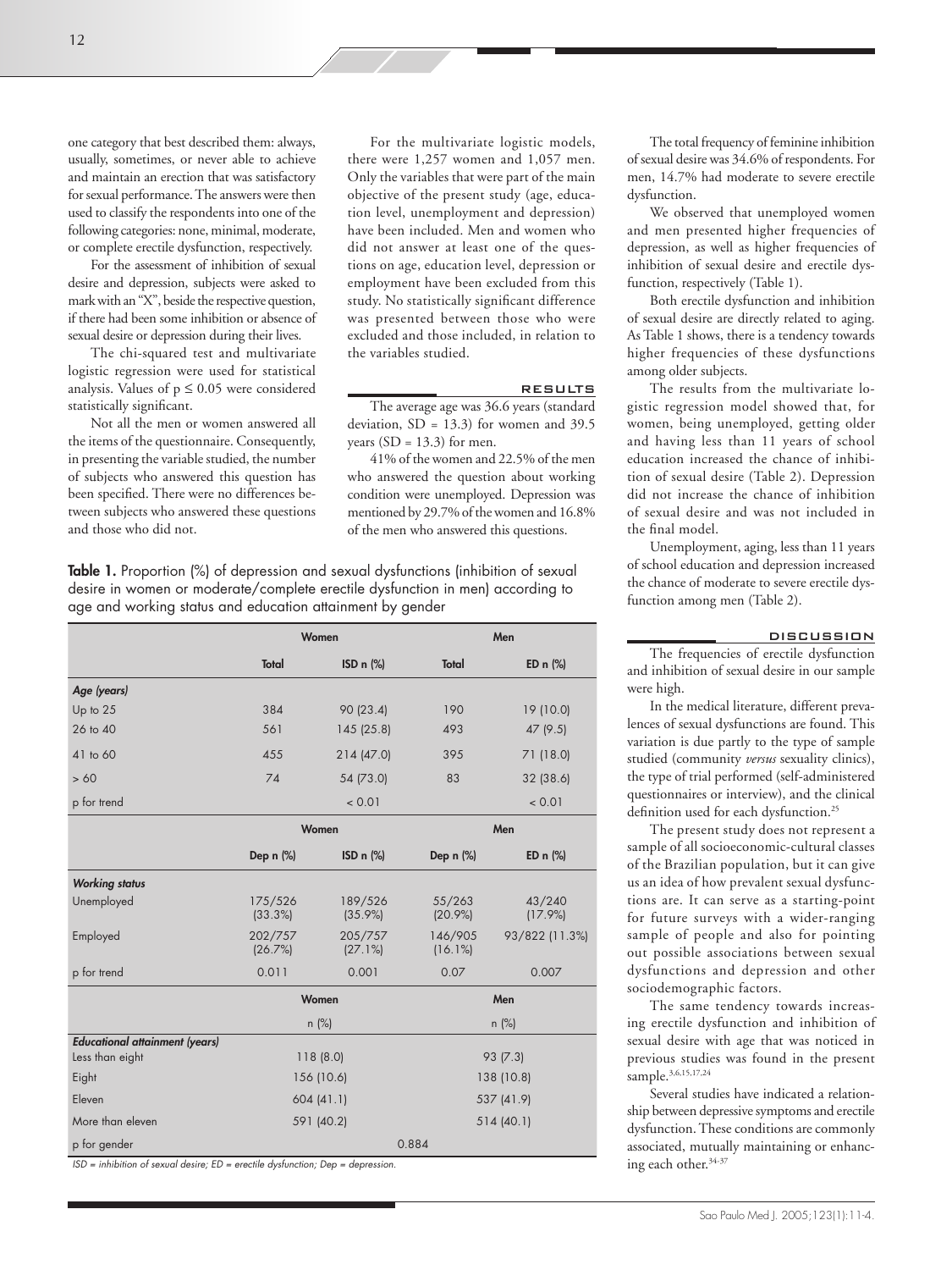one category that best described them: always, usually, sometimes, or never able to achieve and maintain an erection that was satisfactory for sexual performance. The answers were then used to classify the respondents into one of the following categories: none, minimal, moderate, or complete erectile dysfunction, respectively.

For the assessment of inhibition of sexual desire and depression, subjects were asked to mark with an "X", beside the respective question, if there had been some inhibition or absence of sexual desire or depression during their lives.

The chi-squared test and multivariate logistic regression were used for statistical analysis. Values of $p \leq 0.05$ were considered statistically significant.

Not all the men or women answered all the items of the questionnaire. Consequently, in presenting the variable studied, the number of subjects who answered this question has been specified. There were no differences between subjects who answered these questions and those who did not.

For the multivariate logistic models, there were 1,257 women and 1,057 men. Only the variables that were part of the main objective of the present study (age, education level, unemployment and depression) have been included. Men and women who did not answer at least one of the questions on age, education level, depression or employment have been excluded from this study. No statistically significant difference was presented between those who were excluded and those included, in relation to the variables studied.

## RESULTS

The average age was 36.6 years (standard deviation, SD = 13.3) for women and 39.5 years (SD = 13.3) for men.

41% of the women and 22.5% of the men who answered the question about working condition were unemployed. Depression was mentioned by 29.7% of the women and 16.8% of the men who answered this questions.

The total frequency of feminine inhibition of sexual desire was 34.6% of respondents. For men, 14.7% had moderate to severe erectile dysfunction.

We observed that unemployed women and men presented higher frequencies of depression, as well as higher frequencies of inhibition of sexual desire and erectile dysfunction, respectively (Table 1).

Both erectile dysfunction and inhibition of sexual desire are directly related to aging. As Table 1 shows, there is a tendency towards higher frequencies of these dysfunctions among older subjects.

The results from the multivariate logistic regression model showed that, for women, being unemployed, getting older and having less than 11 years of school education increased the chance of inhibition of sexual desire (Table 2). Depression did not increase the chance of inhibition of sexual desire and was not included in the final model.

Unemployment, aging, less than 11 years of school education and depression increased the chance of moderate to severe erectile dysfunction among men (Table 2).

**Table 1.** Proportion (%) of depression and sexual dysfunctions (inhibition of sexual desire in women or moderate/complete erectile dysfunction in men) according to age and working status and education attainment by gender

| | Women | | Men | |
|---|---|---|---|---|
| | Total | ISD n (%) | Total | ED n (%) |
| ***Age (years)*** | | | | |
| Up to 25 | 384 | 90 (23.4) | 190 | 19 (10.0) |
| 26 to 40 | 561 | 145 (25.8) | 493 | 47 (9.5) |
| 41 to 60 | 455 | 214 (47.0) | 395 | 71 (18.0) |
| > 60 | 74 | 54 (73.0) | 83 | 32 (38.6) |
| p for trend | | < 0.01 | | < 0.01 |
| | **Women** | | **Men** | |
| | Dep n (%) | ISD n (%) | Dep n (%) | ED n (%) |
| ***Working status*** | | | | |
| Unemployed | 175/526 (33.3%) | 189/526 (35.9%) | 55/263 (20.9%) | 43/240 (17.9%) |
| Employed | 202/757 (26.7%) | 205/757 (27.1%) | 146/905 (16.1%) | 93/822 (11.3%) |
| p for trend | 0.011 | 0.001 | 0.07 | 0.007 |
| | **Women** | | **Men** | |
| | n (%) | | n (%) | |
| ***Educational attainment (years)*** | | | | |
| Less than eight | 118 (8.0) | | 93 (7.3) | |
| Eight | 156 (10.6) | | 138 (10.8) | |
| Eleven | 604 (41.1) | | 537 (41.9) | |
| More than eleven | 591 (40.2) | | 514 (40.1) | |
| p for gender | 0.884 | | | |

*ISD = inhibition of sexual desire; ED = erectile dysfunction; Dep = depression.*

## DISCUSSION

The frequencies of erectile dysfunction and inhibition of sexual desire in our sample were high.

In the medical literature, different prevalences of sexual dysfunctions are found. This variation is due partly to the type of sample studied (community *versus* sexuality clinics), the type of trial performed (self-administered questionnaires or interview), and the clinical definition used for each dysfunction.[25]

The present study does not represent a sample of all socioeconomic-cultural classes of the Brazilian population, but it can give us an idea of how prevalent sexual dysfunctions are. It can serve as a starting-point for future surveys with a wider-ranging sample of people and also for pointing out possible associations between sexual dysfunctions and depression and other sociodemographic factors.

The same tendency towards increasing erectile dysfunction and inhibition of sexual desire with age that was noticed in previous studies was found in the present sample.[3,6,15,17,24]

Several studies have indicated a relationship between depressive symptoms and erectile dysfunction. These conditions are commonly associated, mutually maintaining or enhancing each other.[34-37]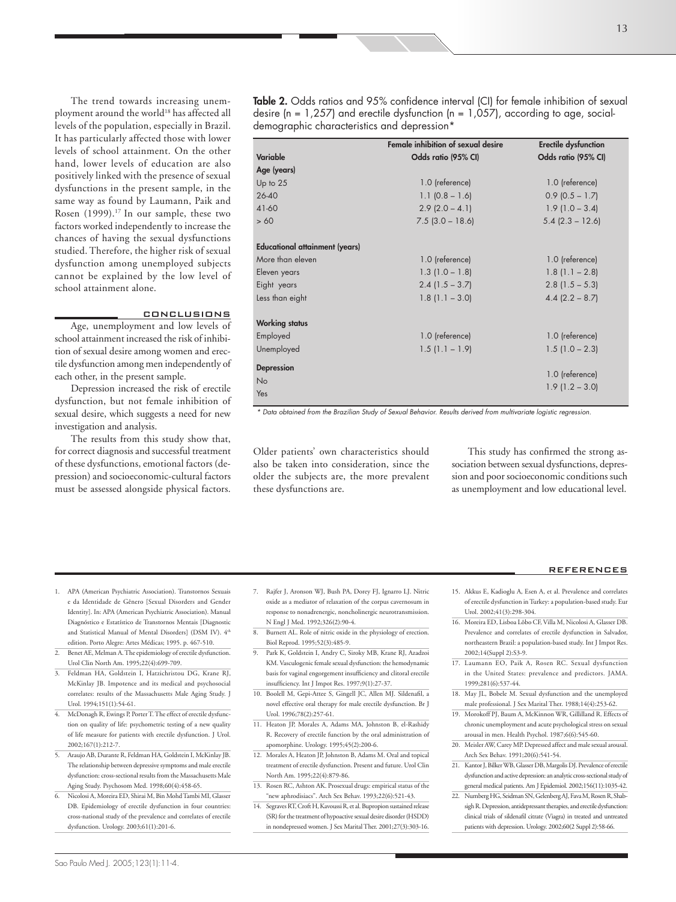The trend towards increasing unemployment around the world[18] has affected all levels of the population, especially in Brazil. It has particularly affected those with lower levels of school attainment. On the other hand, lower levels of education are also positively linked with the presence of sexual dysfunctions in the present sample, in the same way as found by Laumann, Paik and Rosen (1999).[17] In our sample, these two factors worked independently to increase the chances of having the sexual dysfunctions studied. Therefore, the higher risk of sexual dysfunction among unemployed subjects cannot be explained by the low level of school attainment alone.

## CONCLUSIONS

Age, unemployment and low levels of school attainment increased the risk of inhibition of sexual desire among women and erectile dysfunction among men independently of each other, in the present sample.

Depression increased the risk of erectile dysfunction, but not female inhibition of sexual desire, which suggests a need for new investigation and analysis.

The results from this study show that, for correct diagnosis and successful treatment of these dysfunctions, emotional factors (depression) and socioeconomic-cultural factors must be assessed alongside physical factors. Older patients' own characteristics should also be taken into consideration, since the older the subjects are, the more prevalent these dysfunctions are.

This study has confirmed the strong association between sexual dysfunctions, depression and poor socioeconomic conditions such as unemployment and low educational level.

**Table 2.** Odds ratios and 95% confidence interval (CI) for female inhibition of sexual desire (n = 1,257) and erectile dysfunction (n = 1,057), according to age, social-demographic characteristics and depression*

| Variable | Female inhibition of sexual desire Odds ratio (95% CI) | Erectile dysfunction Odds ratio (95% CI) |
|---|---|---|
| **Age (years)** | | |
| Up to 25 | 1.0 (reference) | 1.0 (reference) |
| 26-40 | 1.1 (0.8 – 1.6) | 0.9 (0.5 – 1.7) |
| 41-60 | 2.9 (2.0 – 4.1) | 1.9 (1.0 – 3.4) |
| > 60 | 7.5 (3.0 – 18.6) | 5.4 (2.3 – 12.6) |
| **Educational attainment (years)** | | |
| More than eleven | 1.0 (reference) | 1.0 (reference) |
| Eleven years | 1.3 (1.0 – 1.8) | 1.8 (1.1 – 2.8) |
| Eight years | 2.4 (1.5 – 3.7) | 2.8 (1.5 – 5.3) |
| Less than eight | 1.8 (1.1 – 3.0) | 4.4 (2.2 – 8.7) |
| **Working status** | | |
| Employed | 1.0 (reference) | 1.0 (reference) |
| Unemployed | 1.5 (1.1 – 1.9) | 1.5 (1.0 – 2.3) |
| **Depression** | | |
| No | | 1.0 (reference) |
| Yes | | 1.9 (1.2 – 3.0) |

*\* Data obtained from the Brazilian Study of Sexual Behavior. Results derived from multivariate logistic regression.*

## REFERENCES

1. APA (American Psychiatric Association). Transtornos Sexuais e da Identidade de Gênero [Sexual Disorders and Gender Identity]. In: APA (American Psychiatric Association). Manual Diagnóstico e Estatístico de Transtornos Mentais [Diagnostic and Statistical Manual of Mental Disorders] (DSM IV). 4th edition. Porto Alegre: Artes Médicas; 1995. p. 467-510.
2. Benet AE, Melman A. The epidemiology of erectile dysfunction. Urol Clin North Am. 1995;22(4):699-709.
3. Feldman HA, Goldstein I, Hatzichristou DG, Krane RJ, McKinlay JB. Impotence and its medical and psychosocial correlates: results of the Massachusetts Male Aging Study. J Urol. 1994;151(1):54-61.
4. McDonagh R, Ewings P, Porter T. The effect of erectile dysfunction on quality of life: psychometric testing of a new quality of life measure for patients with erectile dysfunction. J Urol. 2002;167(1):212-7.
5. Araujo AB, Durante R, Feldman HA, Goldstein I, McKinlay JB. The relationship between depressive symptoms and male erectile dysfunction: cross-sectional results from the Massachusetts Male Aging Study. Psychosom Med. 1998;60(4):458-65.
6. Nicolosi A, Moreira ED, Shirai M, Bin Mohd Tambi MI, Glasser DB. Epidemiology of erectile dysfunction in four countries: cross-national study of the prevalence and correlates of erectile dysfunction. Urology. 2003;61(1):201-6.
7. Rajfer J, Aronson WJ, Bush PA, Dorey FJ, Ignarro LJ. Nitric oxide as a mediator of relaxation of the corpus cavernosum in response to nonadrenergic, noncholinergic neurotransmission. N Engl J Med. 1992;326(2):90-4.
8. Burnett AL. Role of nitric oxide in the physiology of erection. Biol Reprod. 1995;52(3):485-9.
9. Park K, Goldstein I, Andry C, Siroky MB, Krane RJ, Azadzoi KM. Vasculogenic female sexual dysfunction: the hemodynamic basis for vaginal engorgement insufficiency and clitoral erectile insufficiency. Int J Impot Res. 1997;9(1):27-37.
10. Boolell M, Gepi-Attee S, Gingell JC, Allen MJ. Sildenafil, a novel effective oral therapy for male erectile dysfunction. Br J Urol. 1996;78(2):257-61.
11. Heaton JP, Morales A, Adams MA, Johnston B, el-Rashidy R. Recovery of erectile function by the oral administration of apomorphine. Urology. 1995;45(2):200-6.
12. Morales A, Heaton JP, Johnston B, Adams M. Oral and topical treatment of erectile dysfunction. Present and future. Urol Clin North Am. 1995;22(4):879-86.
13. Rosen RC, Ashton AK. Prosexual drugs: empirical status of the "new aphrodisiacs". Arch Sex Behav. 1993;22(6):521-43.
14. Segraves RT, Croft H, Kavoussi R, et al. Bupropion sustained release (SR) for the treatment of hypoactive sexual desire disorder (HSDD) in nondepressed women. J Sex Marital Ther. 2001;27(3):303-16.
15. Akkus E, Kadioglu A, Esen A, et al. Prevalence and correlates of erectile dysfunction in Turkey: a population-based study. Eur Urol. 2002;41(3):298-304.
16. Moreira ED, Lisboa Lôbo CF, Villa M, Nicolosi A, Glasser DB. Prevalence and correlates of erectile dysfunction in Salvador, northeastern Brazil: a population-based study. Int J Impot Res. 2002;14(Suppl 2):S3-9.
17. Laumann EO, Paik A, Rosen RC. Sexual dysfunction in the United States: prevalence and predictors. JAMA. 1999;281(6):537-44.
18. May JL, Bobele M. Sexual dysfunction and the unemployed male professional. J Sex Marital Ther. 1988;14(4):253-62.
19. Morokoff PJ, Baum A, McKinnon WR, Gillilland R. Effects of chronic unemployment and acute psychological stress on sexual arousal in men. Health Psychol. 1987;6(6):545-60.
20. Meisler AW, Carey MP. Depressed affect and male sexual arousal. Arch Sex Behav. 1991;20(6):541-54.
21. Kantor J, Bilker WB, Glasser DB, Margolis DJ. Prevalence of erectile dysfunction and active depression: an analytic cross-sectional study of general medical patients. Am J Epidemiol. 2002;156(11):1035-42.
22. Nurnberg HG, Seidman SN, Gelenberg AJ, Fava M, Rosen R, Shabsigh R. Depression, antidepressant therapies, and erectile dysfunction: clinical trials of sildenafil citrate (Viagra) in treated and untreated patients with depression. Urology. 2002;60(2 Suppl 2):58-66.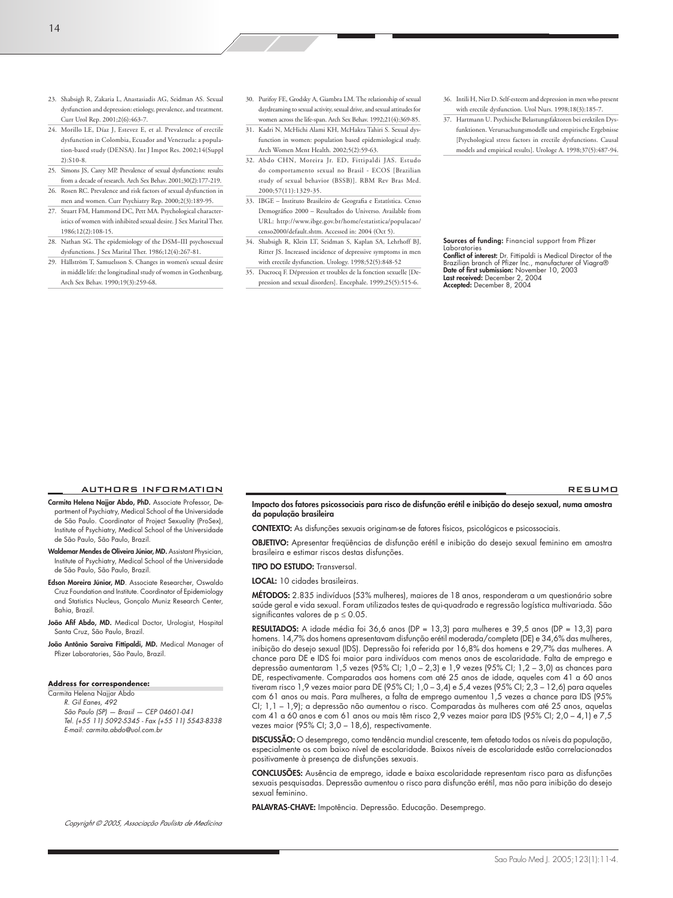23. Shabsigh R, Zakaria L, Anastasiadis AG, Seidman AS. Sexual dysfunction and depression: etiology, prevalence, and treatment. Curr Urol Rep. 2001;2(6):463-7.
24. Morillo LE, Díaz J, Estevez E, et al. Prevalence of erectile dysfunction in Colombia, Ecuador and Venezuela: a population-based study (DENSA). Int J Impot Res. 2002;14(Suppl 2):S10-8.
25. Simons JS, Carey MP. Prevalence of sexual dysfunctions: results from a decade of research. Arch Sex Behav. 2001;30(2):177-219.
26. Rosen RC. Prevalence and risk factors of sexual dysfunction in men and women. Curr Psychiatry Rep. 2000;2(3):189-95.
27. Stuart FM, Hammond DC, Pett MA. Psychological characteristics of women with inhibited sexual desire. J Sex Marital Ther. 1986;12(2):108-15.
28. Nathan SG. The epidemiology of the DSM–III psychosexual dysfunctions. J Sex Marital Ther. 1986;12(4):267-81.
29. Hällström T, Samuelsson S. Changes in women's sexual desire in middle life: the longitudinal study of women in Gothenburg. Arch Sex Behav. 1990;19(3):259-68.
30. Purifoy FE, Grodsky A, Giambra LM. The relationship of sexual daydreaming to sexual activity, sexual drive, and sexual attitudes for women across the life-span. Arch Sex Behav. 1992;21(4):369-85.
31. Kadri N, McHichi Alami KH, McHakra Tahiri S. Sexual dysfunction in women: population based epidemiological study. Arch Women Ment Health. 2002;5(2):59-63.
32. Abdo CHN, Moreira Jr. ED, Fittipaldi JAS. Estudo do comportamento sexual no Brasil - ECOS [Brazilian study of sexual behavior (BSSB)]. RBM Rev Bras Med. 2000;57(11):1329-35.
33. IBGE – Instituto Brasileiro de Geografia e Estatística. Censo Demográfico 2000 – Resultados do Universo. Available from URL: http://www.ibge.gov.br/home/estatistica/populacao/censo2000/default.shtm. Accessed in: 2004 (Oct 5).
34. Shabsigh R, Klein LT, Seidman S, Kaplan SA, Lehrhoff BJ, Ritter JS. Increased incidence of depressive symptoms in men with erectile dysfunction. Urology. 1998;52(5):848-52
35. Ducrocq F. Dépression et troubles de la fonction sexuelle [Depression and sexual disorders]. Encephale. 1999;25(5):515-6.
36. Intili H, Nier D. Self-esteem and depression in men who present with erectile dysfunction. Urol Nurs. 1998;18(3):185-7.
37. Hartmann U. Psychische Belastungsfaktoren bei erektilen Dysfunktionen. Verursachungsmodelle und empirische Ergebnisse [Psychological stress factors in erectile dysfunctions. Causal models and empirical results]. Urologe A. 1998;37(5):487-94.

**Sources of funding:** Financial support from Pfizer Laboratories
**Conflict of interest:** Dr. Fittipaldi is Medical Director of the Brazilian branch of Pfizer Inc., manufacturer of Viagra®
**Date of first submission:** November 10, 2003
**Last received:** December 2, 2004
**Accepted:** December 8, 2004

## AUTHORS INFORMATION

**Carmita Helena Najjar Abdo, PhD.** Associate Professor, Department of Psychiatry, Medical School of the Universidade de São Paulo. Coordinator of Project Sexuality (ProSex), Institute of Psychiatry, Medical School of the Universidade de São Paulo, São Paulo, Brazil.

**Waldemar Mendes de Oliveira Júnior, MD.** Assistant Physician, Institute of Psychiatry, Medical School of the Universidade de São Paulo, São Paulo, Brazil.

**Edson Moreira Júnior, MD**. Associate Researcher, Oswaldo Cruz Foundation and Institute. Coordinator of Epidemiology and Statistics Nucleus, Gonçalo Muniz Research Center, Bahia, Brazil.

**João Afif Abdo, MD.** Medical Doctor, Urologist, Hospital Santa Cruz, São Paulo, Brazil.

**João Antônio Saraiva Fittipaldi, MD.** Medical Manager of Pfizer Laboratories, São Paulo, Brazil.

**Address for correspondence:**
Carmita Helena Najjar Abdo
*R. Gil Eanes, 492*
*São Paulo (SP) — Brasil — CEP 04601-041*
*Tel. (+55 11) 5092-5345 - Fax (+55 11) 5543-8338*
*E-mail: carmita.abdo@uol.com.br*

*Copyright © 2005, Associação Paulista de Medicina*

## RESUMO

**Impacto dos fatores psicossociais para risco de disfunção erétil e inibição do desejo sexual, numa amostra da população brasileira**

**CONTEXTO:** As disfunções sexuais originam-se de fatores físicos, psicológicos e psicossociais.

**OBJETIVO:** Apresentar freqüências de disfunção erétil e inibição do desejo sexual feminino em amostra brasileira e estimar riscos destas disfunções.

**TIPO DO ESTUDO:** Transversal.

**LOCAL:** 10 cidades brasileiras.

**MÉTODOS:** 2.835 indivíduos (53% mulheres), maiores de 18 anos, responderam a um questionário sobre saúde geral e vida sexual. Foram utilizados testes de qui-quadrado e regressão logística multivariada. São significantes valores de $p \leq 0.05$.

**RESULTADOS:** A idade média foi 36,6 anos (DP = 13,3) para mulheres e 39,5 anos (DP = 13,3) para homens. 14,7% dos homens apresentavam disfunção erétil moderada/completa (DE) e 34,6% das mulheres, inibição do desejo sexual (IDS). Depressão foi referida por 16,8% dos homens e 29,7% das mulheres. A chance para DE e IDS foi maior para indivíduos com menos anos de escolaridade. Falta de emprego e depressão aumentaram 1,5 vezes (95% CI; 1,0 – 2,3) e 1,9 vezes (95% CI; 1,2 – 3,0) as chances para DE, respectivamente. Comparados aos homens com até 25 anos de idade, aqueles com 41 a 60 anos tiveram risco 1,9 vezes maior para DE (95% CI; 1,0 – 3,4) e 5,4 vezes (95% CI; 2,3 – 12,6) para aqueles com 61 anos ou mais. Para mulheres, a falta de emprego aumentou 1,5 vezes a chance para IDS (95% CI; 1,1 – 1,9); a depressão não aumentou o risco. Comparadas às mulheres com até 25 anos, aquelas com 41 a 60 anos e com 61 anos ou mais têm risco 2,9 vezes maior para IDS (95% CI; 2,0 – 4,1) e 7,5 vezes maior (95% CI; 3,0 – 18,6), respectivamente.

**DISCUSSÃO:** O desemprego, como tendência mundial crescente, tem afetado todos os níveis da população, especialmente os com baixo nível de escolaridade. Baixos níveis de escolaridade estão correlacionados positivamente à presença de disfunções sexuais.

**CONCLUSÕES:** Ausência de emprego, idade e baixa escolaridade representam risco para as disfunções sexuais pesquisadas. Depressão aumentou o risco para disfunção erétil, mas não para inibição do desejo sexual feminino.

**PALAVRAS-CHAVE:** Impotência. Depressão. Educação. Desemprego.